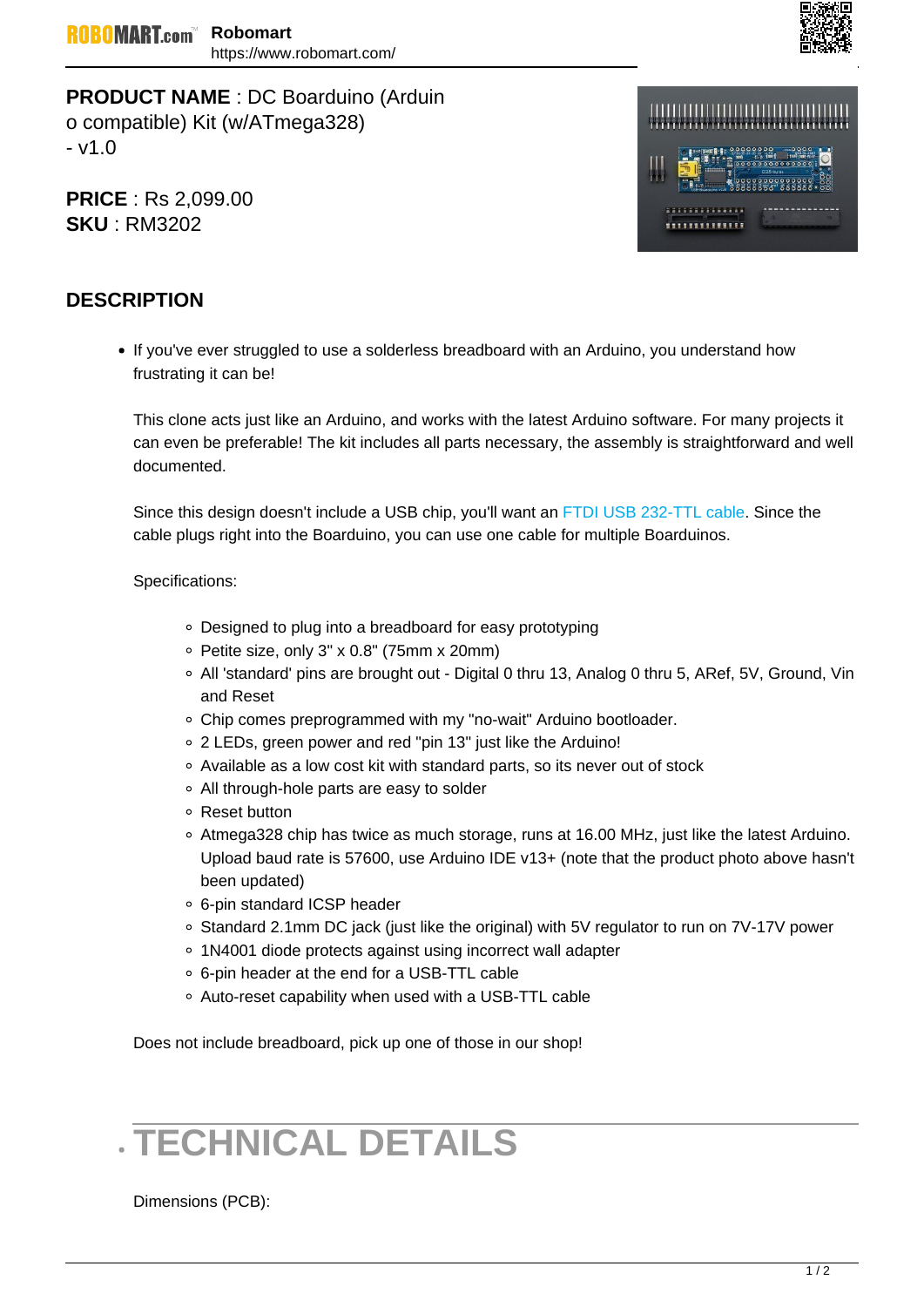**PRODUCT NAME** : DC Boarduino (Arduino compatible) Kit (w/ATmega328) - v1.0

**PRICE** : Rs 2,099.00
**SKU** : RM3202

## DESCRIPTION

- If you've ever struggled to use a solderless breadboard with an Arduino, you understand how frustrating it can be!

  This clone acts just like an Arduino, and works with the latest Arduino software. For many projects it can even be preferable! The kit includes all parts necessary, the assembly is straightforward and well documented.

  Since this design doesn't include a USB chip, you'll want an FTDI USB 232-TTL cable. Since the cable plugs right into the Boarduino, you can use one cable for multiple Boarduinos.

  Specifications:

  - Designed to plug into a breadboard for easy prototyping
  - Petite size, only 3" x 0.8" (75mm x 20mm)
  - All 'standard' pins are brought out - Digital 0 thru 13, Analog 0 thru 5, ARef, 5V, Ground, Vin and Reset
  - Chip comes preprogrammed with my "no-wait" Arduino bootloader.
  - 2 LEDs, green power and red "pin 13" just like the Arduino!
  - Available as a low cost kit with standard parts, so its never out of stock
  - All through-hole parts are easy to solder
  - Reset button
  - Atmega328 chip has twice as much storage, runs at 16.00 MHz, just like the latest Arduino. Upload baud rate is 57600, use Arduino IDE v13+ (note that the product photo above hasn't been updated)
  - 6-pin standard ICSP header
  - Standard 2.1mm DC jack (just like the original) with 5V regulator to run on 7V-17V power
  - 1N4001 diode protects against using incorrect wall adapter
  - 6-pin header at the end for a USB-TTL cable
  - Auto-reset capability when used with a USB-TTL cable

  Does not include breadboard, pick up one of those in our shop!

- # TECHNICAL DETAILS

  Dimensions (PCB):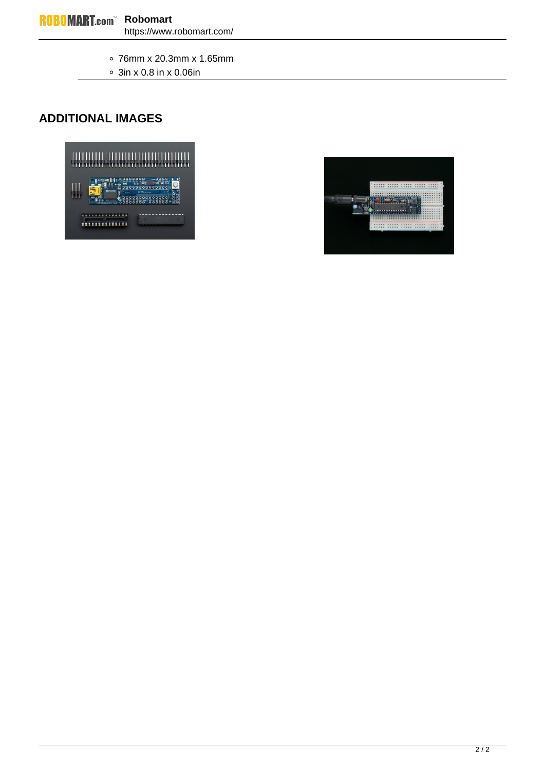- 76mm x 20.3mm x 1.65mm
- 3in x 0.8 in x 0.06in

## ADDITIONAL IMAGES